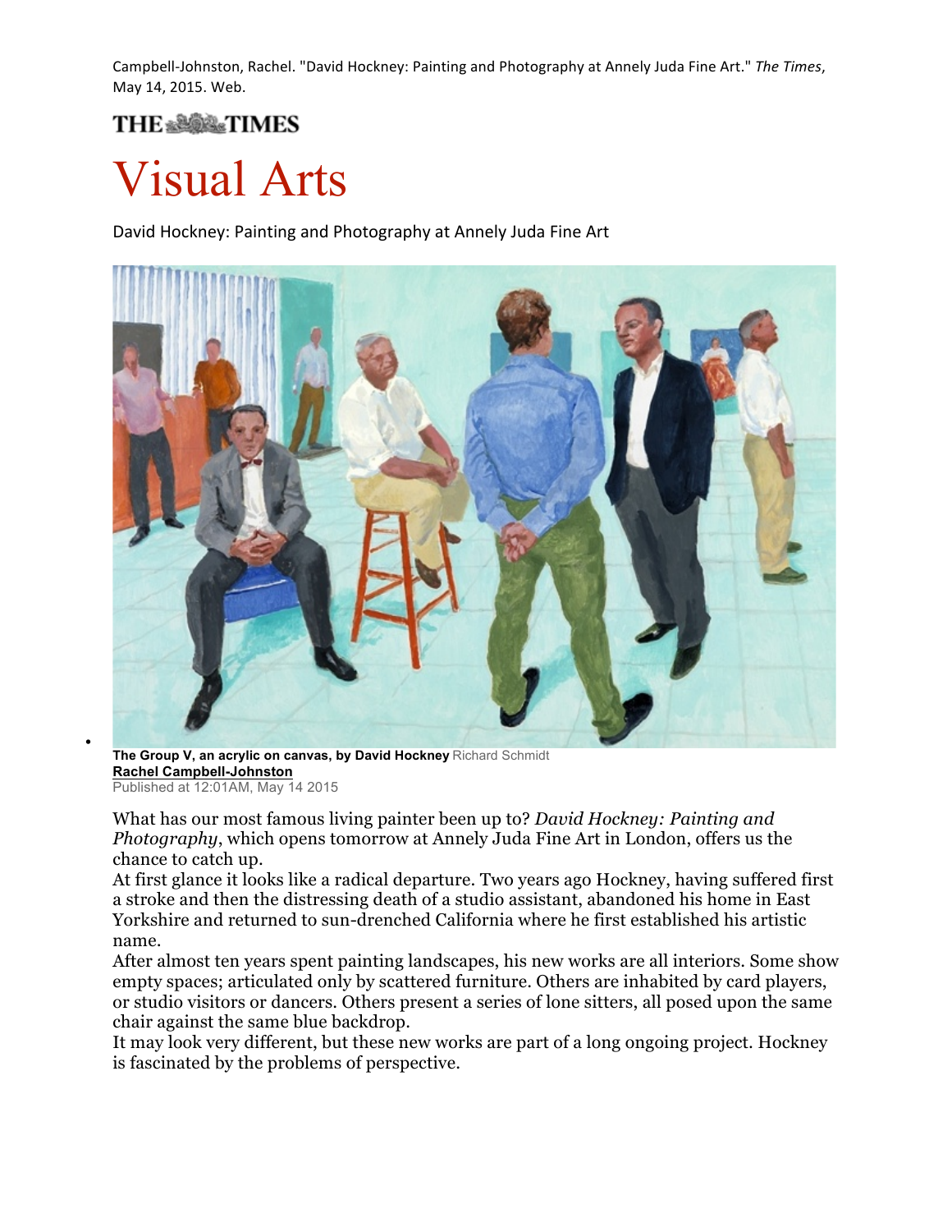Campbell-Johnston, Rachel. "David Hockney: Painting and Photography at Annely Juda Fine Art." *The Times*, May 14, 2015. Web.

THE TIMES

# Visual Arts

David Hockney: Painting and Photography at Annely Juda Fine Art

**The Group V, an acrylic on canvas, by David Hockney** Richard Schmidt

**Rachel Campbell-Johnston**

Published at 12:01AM, May 14 2015

What has our most famous living painter been up to? *David Hockney: Painting and Photography*, which opens tomorrow at Annely Juda Fine Art in London, offers us the chance to catch up.

At first glance it looks like a radical departure. Two years ago Hockney, having suffered first a stroke and then the distressing death of a studio assistant, abandoned his home in East Yorkshire and returned to sun-drenched California where he first established his artistic name.

After almost ten years spent painting landscapes, his new works are all interiors. Some show empty spaces; articulated only by scattered furniture. Others are inhabited by card players, or studio visitors or dancers. Others present a series of lone sitters, all posed upon the same chair against the same blue backdrop.

It may look very different, but these new works are part of a long ongoing project. Hockney is fascinated by the problems of perspective.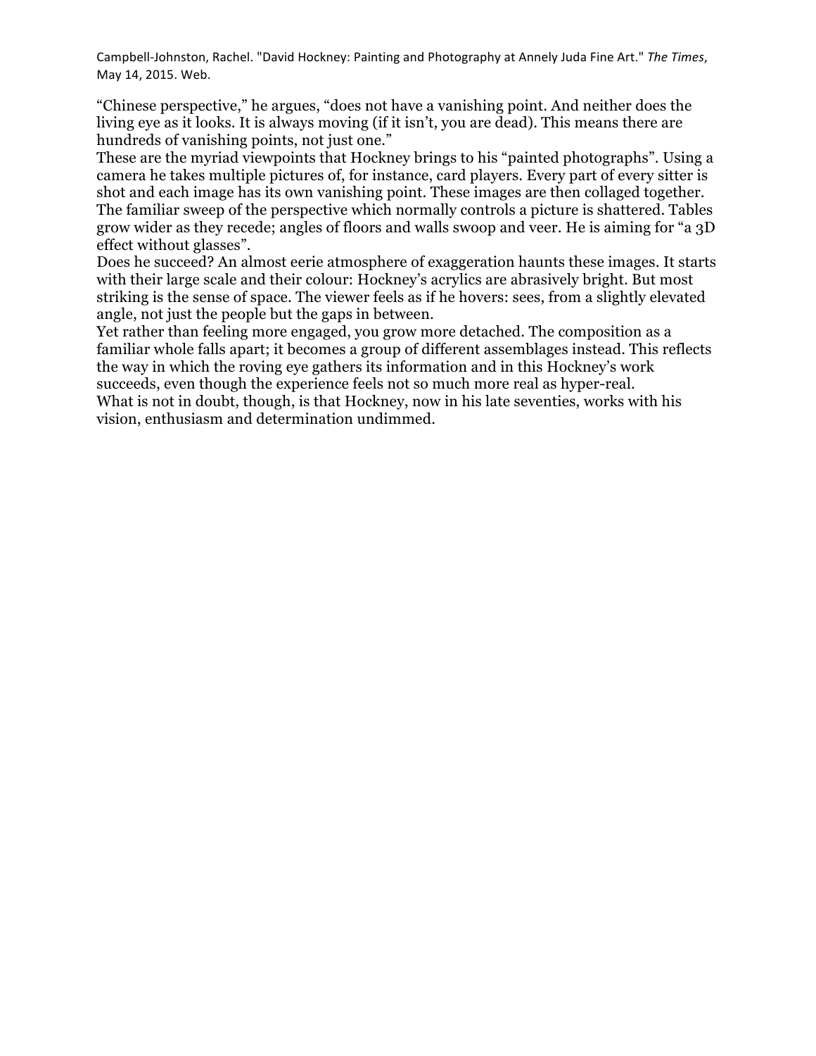"Chinese perspective," he argues, "does not have a vanishing point. And neither does the living eye as it looks. It is always moving (if it isn't, you are dead). This means there are hundreds of vanishing points, not just one."

These are the myriad viewpoints that Hockney brings to his "painted photographs". Using a camera he takes multiple pictures of, for instance, card players. Every part of every sitter is shot and each image has its own vanishing point. These images are then collaged together. The familiar sweep of the perspective which normally controls a picture is shattered. Tables grow wider as they recede; angles of floors and walls swoop and veer. He is aiming for "a 3D effect without glasses".

Does he succeed? An almost eerie atmosphere of exaggeration haunts these images. It starts with their large scale and their colour: Hockney's acrylics are abrasively bright. But most striking is the sense of space. The viewer feels as if he hovers: sees, from a slightly elevated angle, not just the people but the gaps in between.

Yet rather than feeling more engaged, you grow more detached. The composition as a familiar whole falls apart; it becomes a group of different assemblages instead. This reflects the way in which the roving eye gathers its information and in this Hockney's work succeeds, even though the experience feels not so much more real as hyper-real.

What is not in doubt, though, is that Hockney, now in his late seventies, works with his vision, enthusiasm and determination undimmed.